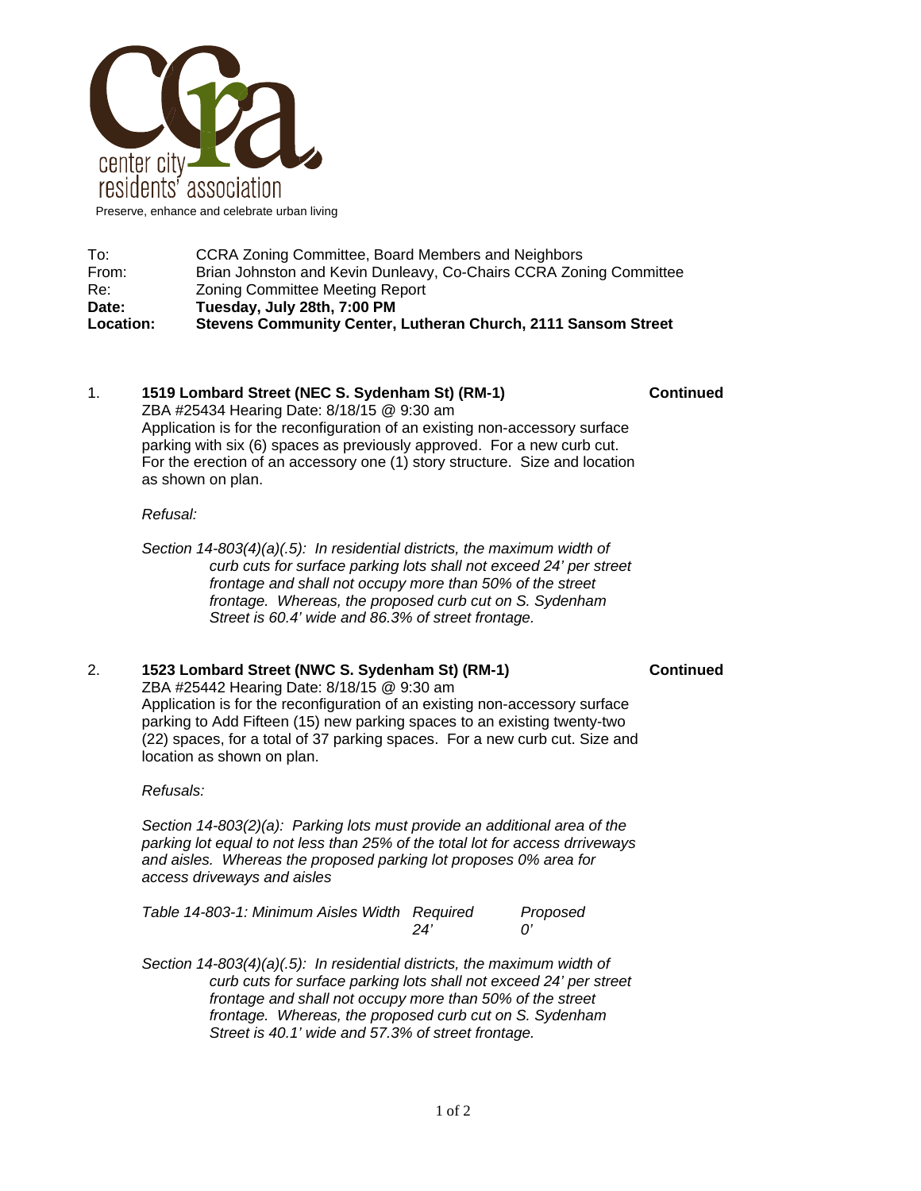center city residents' association

Preserve, enhance and celebrate urban living

| | |
|---|---|
| To: | CCRA Zoning Committee, Board Members and Neighbors |
| From: | Brian Johnston and Kevin Dunleavy, Co-Chairs CCRA Zoning Committee |
| Re: | Zoning Committee Meeting Report |
| **Date:** | **Tuesday, July 28th, 7:00 PM** |
| **Location:** | **Stevens Community Center, Lutheran Church, 2111 Sansom Street** |

1. **1519 Lombard Street (NEC S. Sydenham St) (RM-1)** **Continued**

   ZBA #25434 Hearing Date: 8/18/15 @ 9:30 am
   Application is for the reconfiguration of an existing non-accessory surface parking with six (6) spaces as previously approved. For a new curb cut. For the erection of an accessory one (1) story structure. Size and location as shown on plan.

   *Refusal:*

   *Section 14-803(4)(a)(.5): In residential districts, the maximum width of curb cuts for surface parking lots shall not exceed 24' per street frontage and shall not occupy more than 50% of the street frontage. Whereas, the proposed curb cut on S. Sydenham Street is 60.4' wide and 86.3% of street frontage.*

2. **1523 Lombard Street (NWC S. Sydenham St) (RM-1)** **Continued**

   ZBA #25442 Hearing Date: 8/18/15 @ 9:30 am
   Application is for the reconfiguration of an existing non-accessory surface parking to Add Fifteen (15) new parking spaces to an existing twenty-two (22) spaces, for a total of 37 parking spaces. For a new curb cut. Size and location as shown on plan.

   *Refusals:*

   *Section 14-803(2)(a): Parking lots must provide an additional area of the parking lot equal to not less than 25% of the total lot for access drriveways and aisles. Whereas the proposed parking lot proposes 0% area for access driveways and aisles*

   | | *Required* | *Proposed* |
   |---|---|---|
   | *Table 14-803-1: Minimum Aisles Width* | *24'* | *0'* |

   *Section 14-803(4)(a)(.5): In residential districts, the maximum width of curb cuts for surface parking lots shall not exceed 24' per street frontage and shall not occupy more than 50% of the street frontage. Whereas, the proposed curb cut on S. Sydenham Street is 40.1' wide and 57.3% of street frontage.*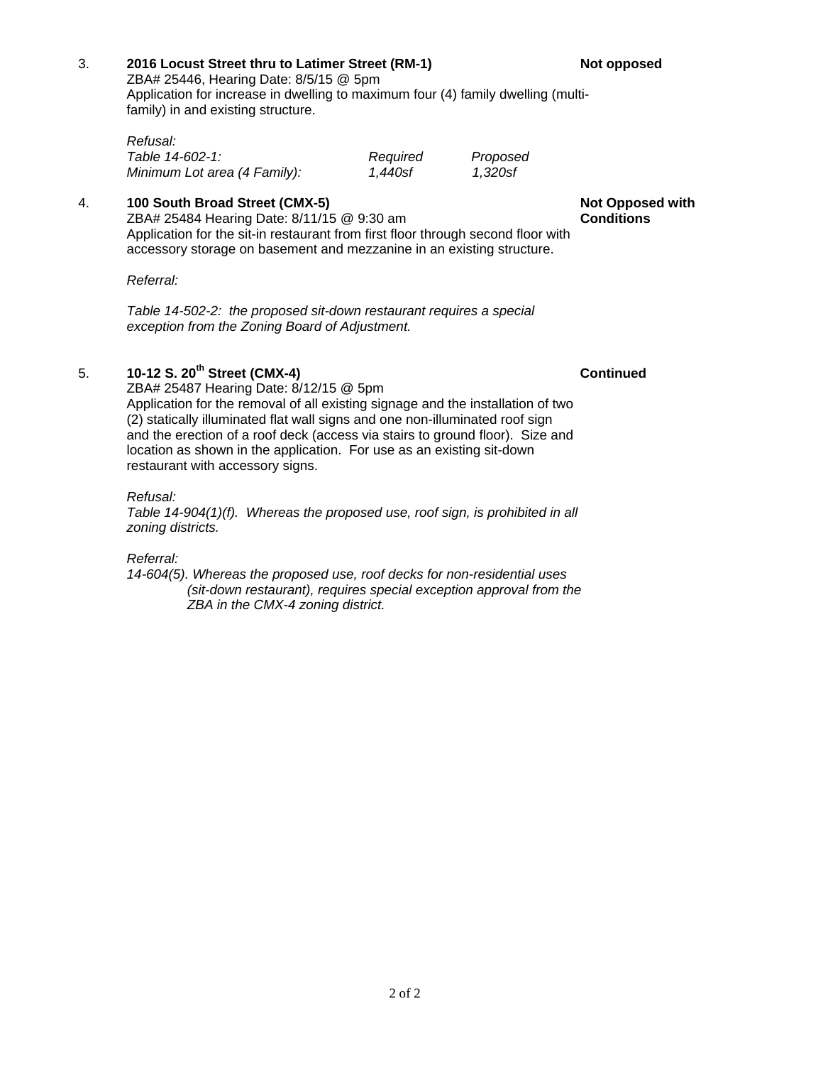3. **2016 Locust Street thru to Latimer Street (RM-1)** **Not opposed**

ZBA# 25446, Hearing Date: 8/5/15 @ 5pm
Application for increase in dwelling to maximum four (4) family dwelling (multi-family) in and existing structure.

*Refusal:*

| *Table 14-602-1:* | *Required* | *Proposed* |
|---|---|---|
| *Minimum Lot area (4 Family):* | *1,440sf* | *1,320sf* |

4. **100 South Broad Street (CMX-5)** **Not Opposed with Conditions**

ZBA# 25484 Hearing Date: 8/11/15 @ 9:30 am
Application for the sit-in restaurant from first floor through second floor with accessory storage on basement and mezzanine in an existing structure.

*Referral:*

*Table 14-502-2: the proposed sit-down restaurant requires a special exception from the Zoning Board of Adjustment.*

5. **10-12 S. 20th Street (CMX-4)** **Continued**

ZBA# 25487 Hearing Date: 8/12/15 @ 5pm
Application for the removal of all existing signage and the installation of two (2) statically illuminated flat wall signs and one non-illuminated roof sign and the erection of a roof deck (access via stairs to ground floor). Size and location as shown in the application. For use as an existing sit-down restaurant with accessory signs.

*Refusal:*
*Table 14-904(1)(f). Whereas the proposed use, roof sign, is prohibited in all zoning districts.*

*Referral:*
*14-604(5). Whereas the proposed use, roof decks for non-residential uses (sit-down restaurant), requires special exception approval from the ZBA in the CMX-4 zoning district.*